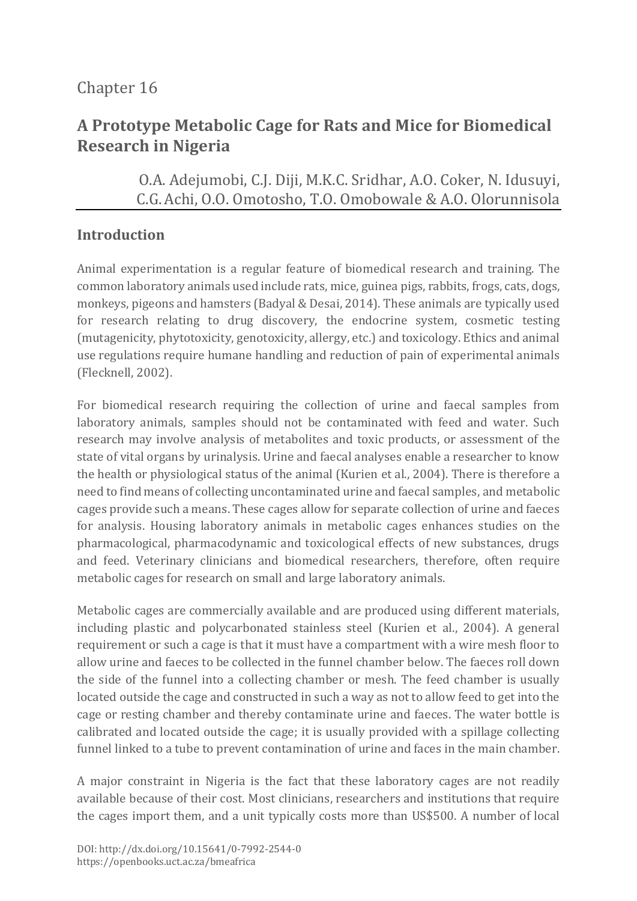Chapter 16

# A Prototype Metabolic Cage for Rats and Mice for Biomedical Research in Nigeria

O.A. Adejumobi, C.J. Diji, M.K.C. Sridhar, A.O. Coker, N. Idusuyi, C.G. Achi, O.O. Omotosho, T.O. Omobowale & A.O. Olorunnisola

## Introduction

Animal experimentation is a regular feature of biomedical research and training. The common laboratory animals used include rats, mice, guinea pigs, rabbits, frogs, cats, dogs, monkeys, pigeons and hamsters (Badyal & Desai, 2014). These animals are typically used for research relating to drug discovery, the endocrine system, cosmetic testing (mutagenicity, phytotoxicity, genotoxicity, allergy, etc.) and toxicology. Ethics and animal use regulations require humane handling and reduction of pain of experimental animals (Flecknell, 2002).

For biomedical research requiring the collection of urine and faecal samples from laboratory animals, samples should not be contaminated with feed and water. Such research may involve analysis of metabolites and toxic products, or assessment of the state of vital organs by urinalysis. Urine and faecal analyses enable a researcher to know the health or physiological status of the animal (Kurien et al., 2004). There is therefore a need to find means of collecting uncontaminated urine and faecal samples, and metabolic cages provide such a means. These cages allow for separate collection of urine and faeces for analysis. Housing laboratory animals in metabolic cages enhances studies on the pharmacological, pharmacodynamic and toxicological effects of new substances, drugs and feed. Veterinary clinicians and biomedical researchers, therefore, often require metabolic cages for research on small and large laboratory animals.

Metabolic cages are commercially available and are produced using different materials, including plastic and polycarbonated stainless steel (Kurien et al., 2004). A general requirement or such a cage is that it must have a compartment with a wire mesh floor to allow urine and faeces to be collected in the funnel chamber below. The faeces roll down the side of the funnel into a collecting chamber or mesh. The feed chamber is usually located outside the cage and constructed in such a way as not to allow feed to get into the cage or resting chamber and thereby contaminate urine and faeces. The water bottle is calibrated and located outside the cage; it is usually provided with a spillage collecting funnel linked to a tube to prevent contamination of urine and faces in the main chamber.

A major constraint in Nigeria is the fact that these laboratory cages are not readily available because of their cost. Most clinicians, researchers and institutions that require the cages import them, and a unit typically costs more than US$500. A number of local

DOI: http://dx.doi.org/10.15641/0-7992-2544-0
https://openbooks.uct.ac.za/bmeafrica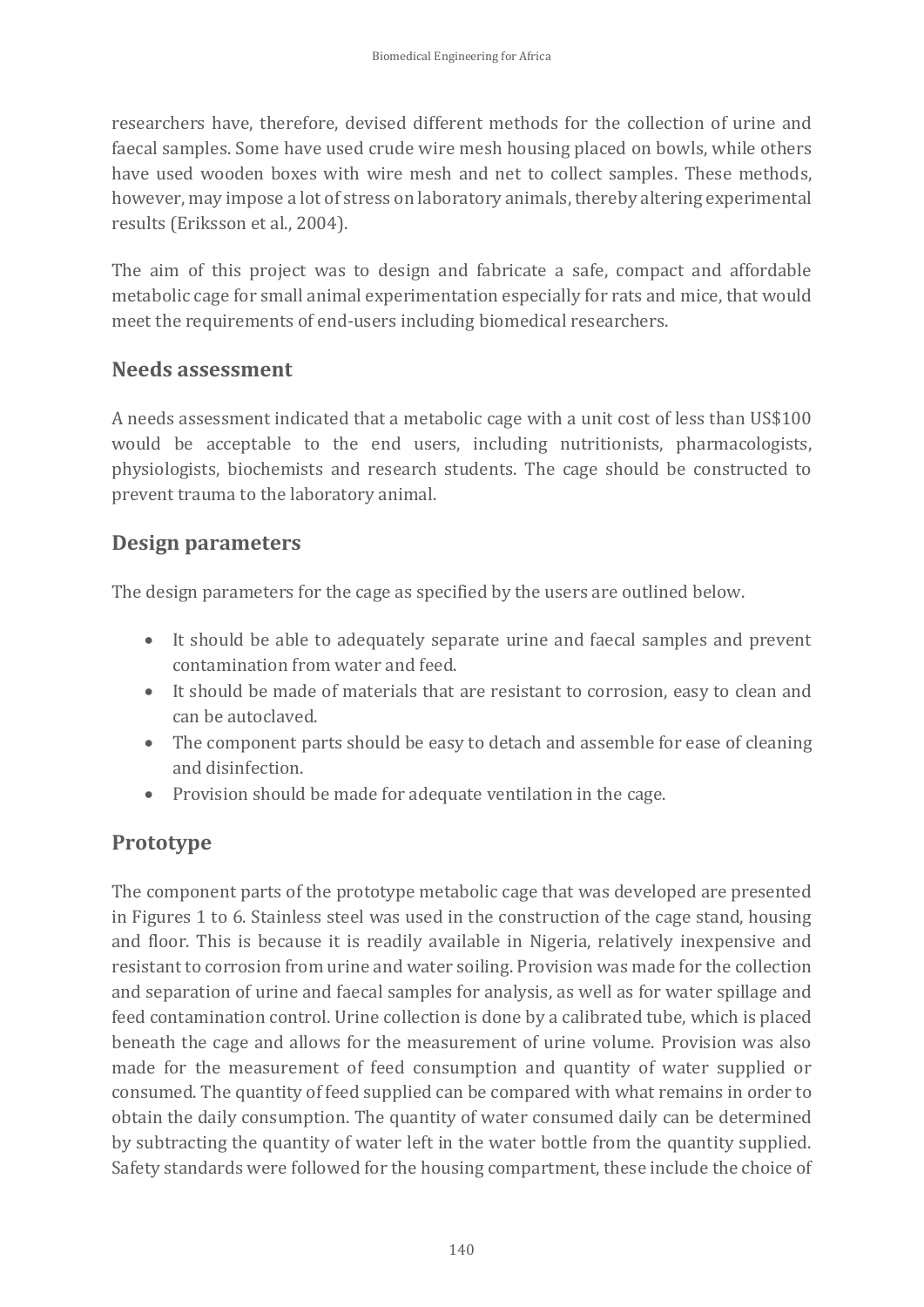researchers have, therefore, devised different methods for the collection of urine and faecal samples. Some have used crude wire mesh housing placed on bowls, while others have used wooden boxes with wire mesh and net to collect samples. These methods, however, may impose a lot of stress on laboratory animals, thereby altering experimental results (Eriksson et al., 2004).

The aim of this project was to design and fabricate a safe, compact and affordable metabolic cage for small animal experimentation especially for rats and mice, that would meet the requirements of end-users including biomedical researchers.

## Needs assessment

A needs assessment indicated that a metabolic cage with a unit cost of less than US$100 would be acceptable to the end users, including nutritionists, pharmacologists, physiologists, biochemists and research students. The cage should be constructed to prevent trauma to the laboratory animal.

## Design parameters

The design parameters for the cage as specified by the users are outlined below.

- It should be able to adequately separate urine and faecal samples and prevent contamination from water and feed.
- It should be made of materials that are resistant to corrosion, easy to clean and can be autoclaved.
- The component parts should be easy to detach and assemble for ease of cleaning and disinfection.
- Provision should be made for adequate ventilation in the cage.

## Prototype

The component parts of the prototype metabolic cage that was developed are presented in Figures 1 to 6. Stainless steel was used in the construction of the cage stand, housing and floor. This is because it is readily available in Nigeria, relatively inexpensive and resistant to corrosion from urine and water soiling. Provision was made for the collection and separation of urine and faecal samples for analysis, as well as for water spillage and feed contamination control. Urine collection is done by a calibrated tube, which is placed beneath the cage and allows for the measurement of urine volume. Provision was also made for the measurement of feed consumption and quantity of water supplied or consumed. The quantity of feed supplied can be compared with what remains in order to obtain the daily consumption. The quantity of water consumed daily can be determined by subtracting the quantity of water left in the water bottle from the quantity supplied. Safety standards were followed for the housing compartment, these include the choice of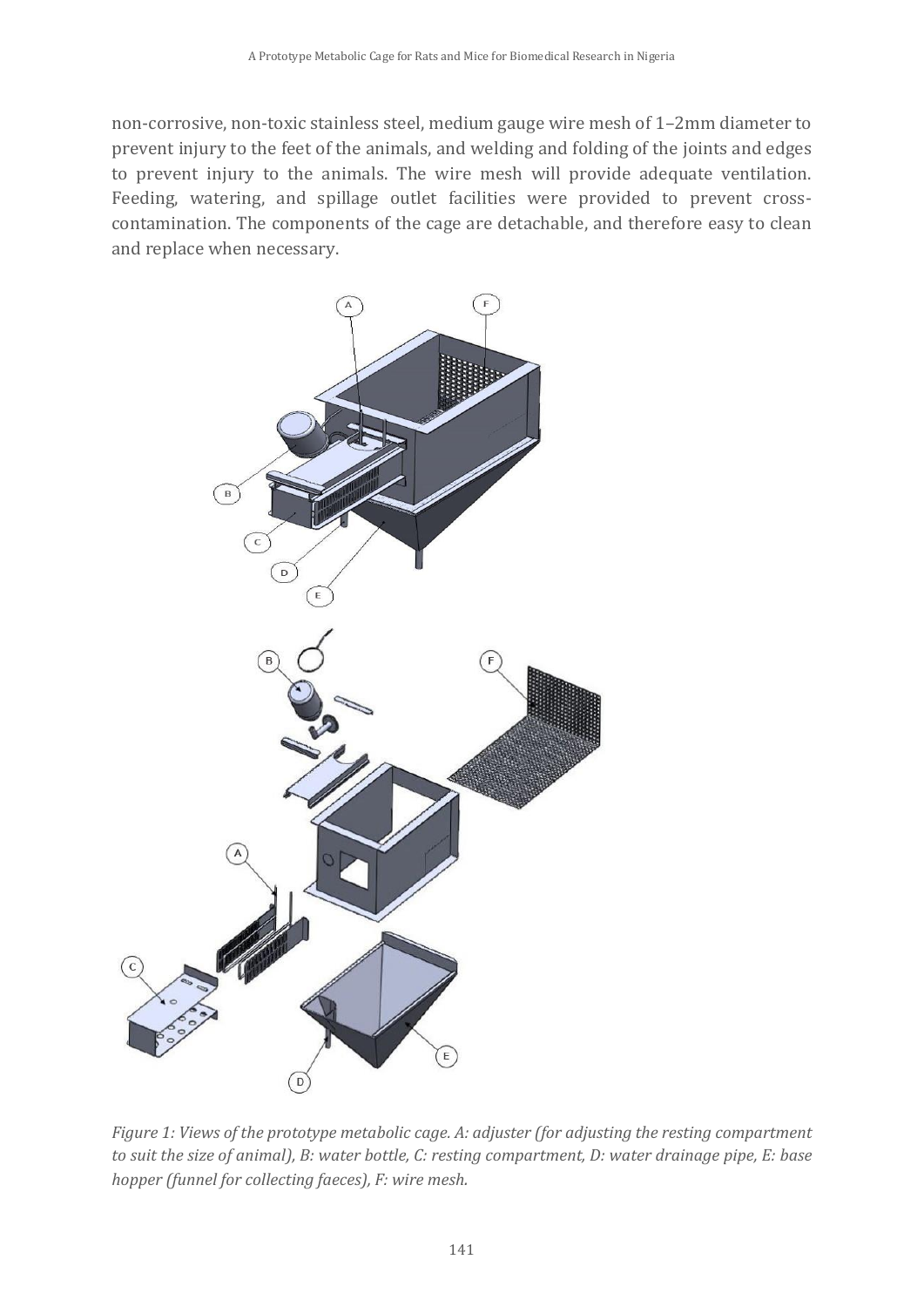non-corrosive, non-toxic stainless steel, medium gauge wire mesh of 1–2mm diameter to prevent injury to the feet of the animals, and welding and folding of the joints and edges to prevent injury to the animals. The wire mesh will provide adequate ventilation. Feeding, watering, and spillage outlet facilities were provided to prevent cross-contamination. The components of the cage are detachable, and therefore easy to clean and replace when necessary.

*Figure 1: Views of the prototype metabolic cage. A: adjuster (for adjusting the resting compartment to suit the size of animal), B: water bottle, C: resting compartment, D: water drainage pipe, E: base hopper (funnel for collecting faeces), F: wire mesh.*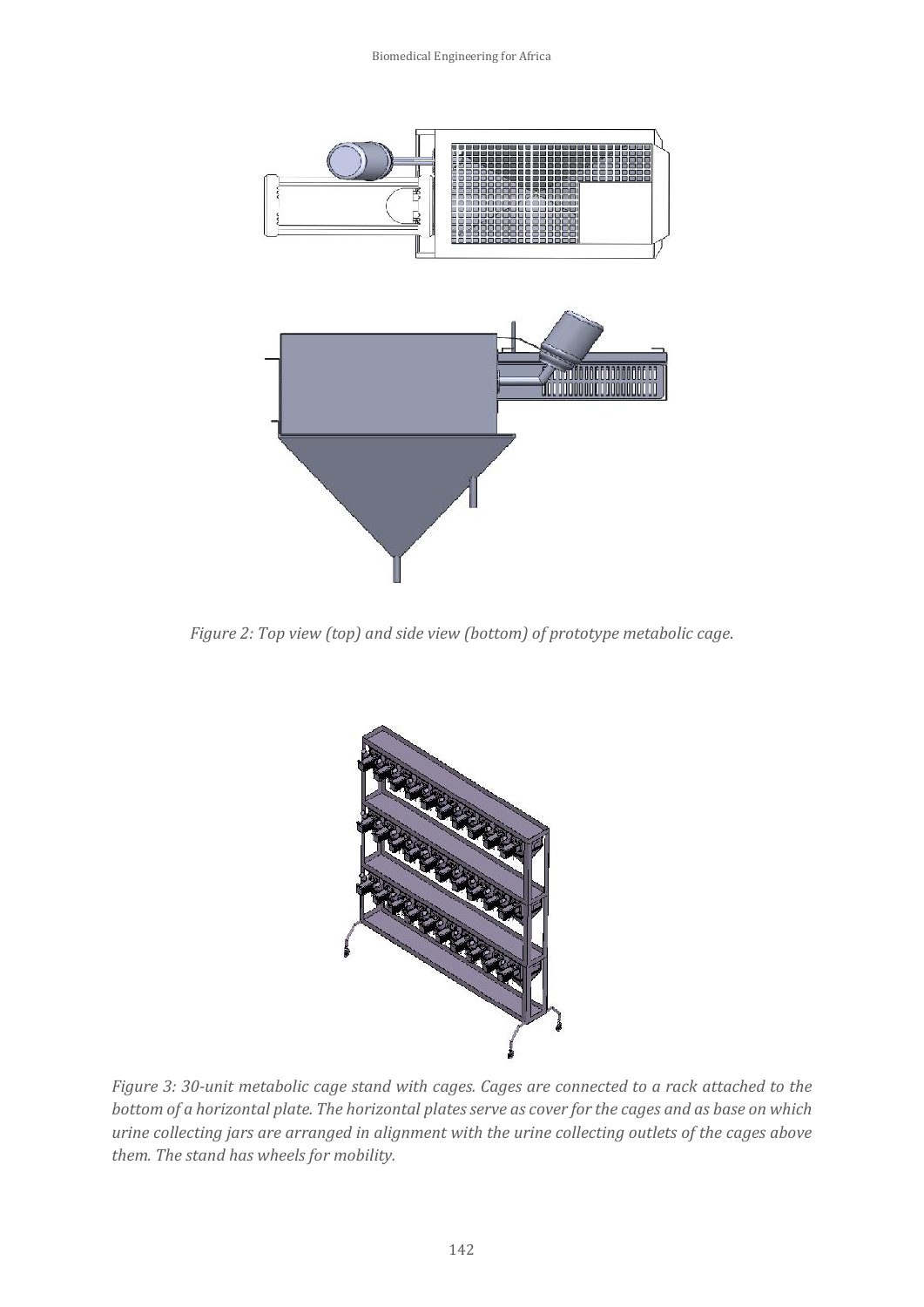*Figure 2: Top view (top) and side view (bottom) of prototype metabolic cage.*

*Figure 3: 30-unit metabolic cage stand with cages. Cages are connected to a rack attached to the bottom of a horizontal plate. The horizontal plates serve as cover for the cages and as base on which urine collecting jars are arranged in alignment with the urine collecting outlets of the cages above them. The stand has wheels for mobility.*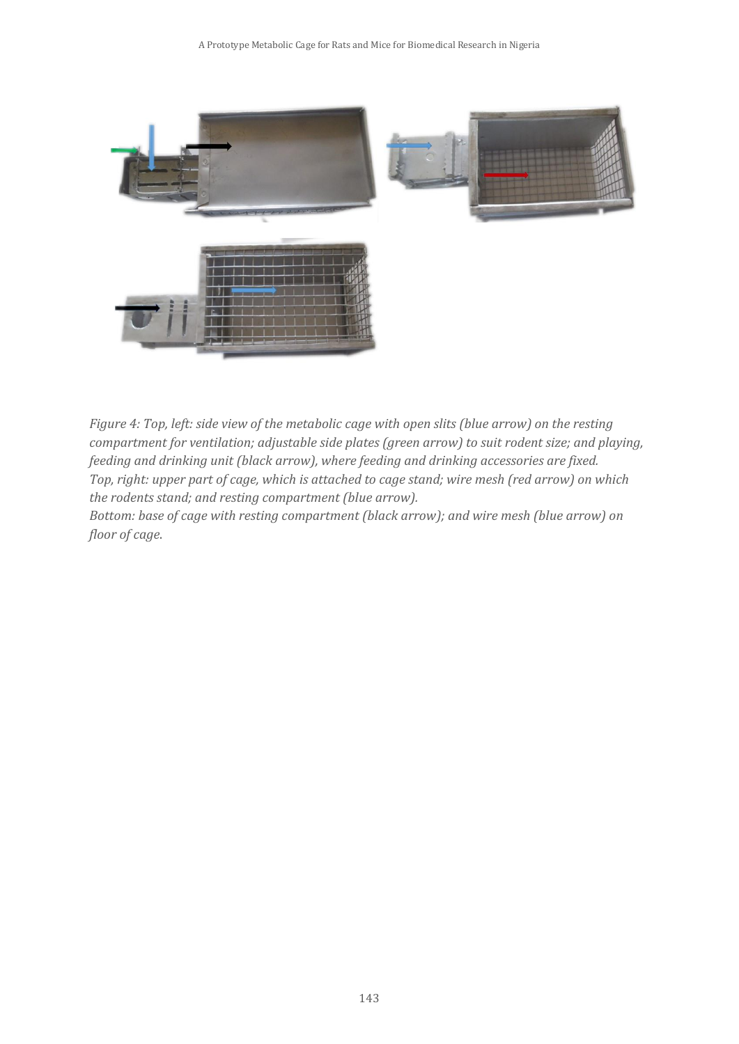*Figure 4: Top, left: side view of the metabolic cage with open slits (blue arrow) on the resting compartment for ventilation; adjustable side plates (green arrow) to suit rodent size; and playing, feeding and drinking unit (black arrow), where feeding and drinking accessories are fixed.*
*Top, right: upper part of cage, which is attached to cage stand; wire mesh (red arrow) on which the rodents stand; and resting compartment (blue arrow).*
*Bottom: base of cage with resting compartment (black arrow); and wire mesh (blue arrow) on floor of cage.*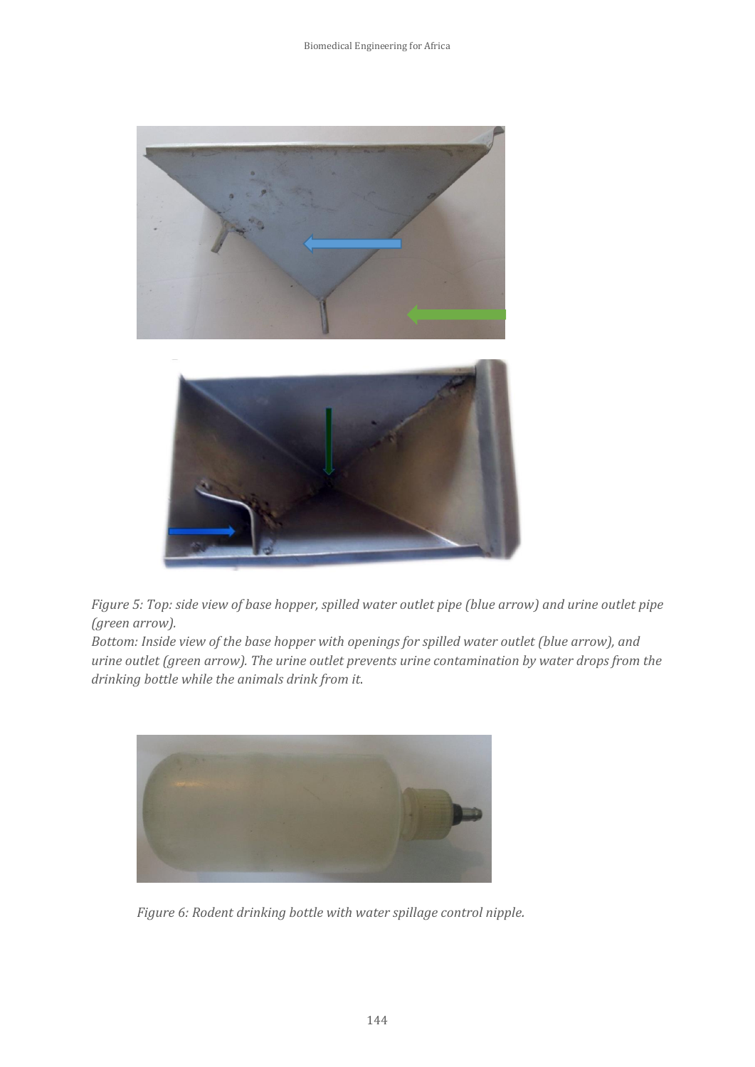*Figure 5: Top: side view of base hopper, spilled water outlet pipe (blue arrow) and urine outlet pipe (green arrow).*
*Bottom: Inside view of the base hopper with openings for spilled water outlet (blue arrow), and urine outlet (green arrow). The urine outlet prevents urine contamination by water drops from the drinking bottle while the animals drink from it.*

*Figure 6: Rodent drinking bottle with water spillage control nipple.*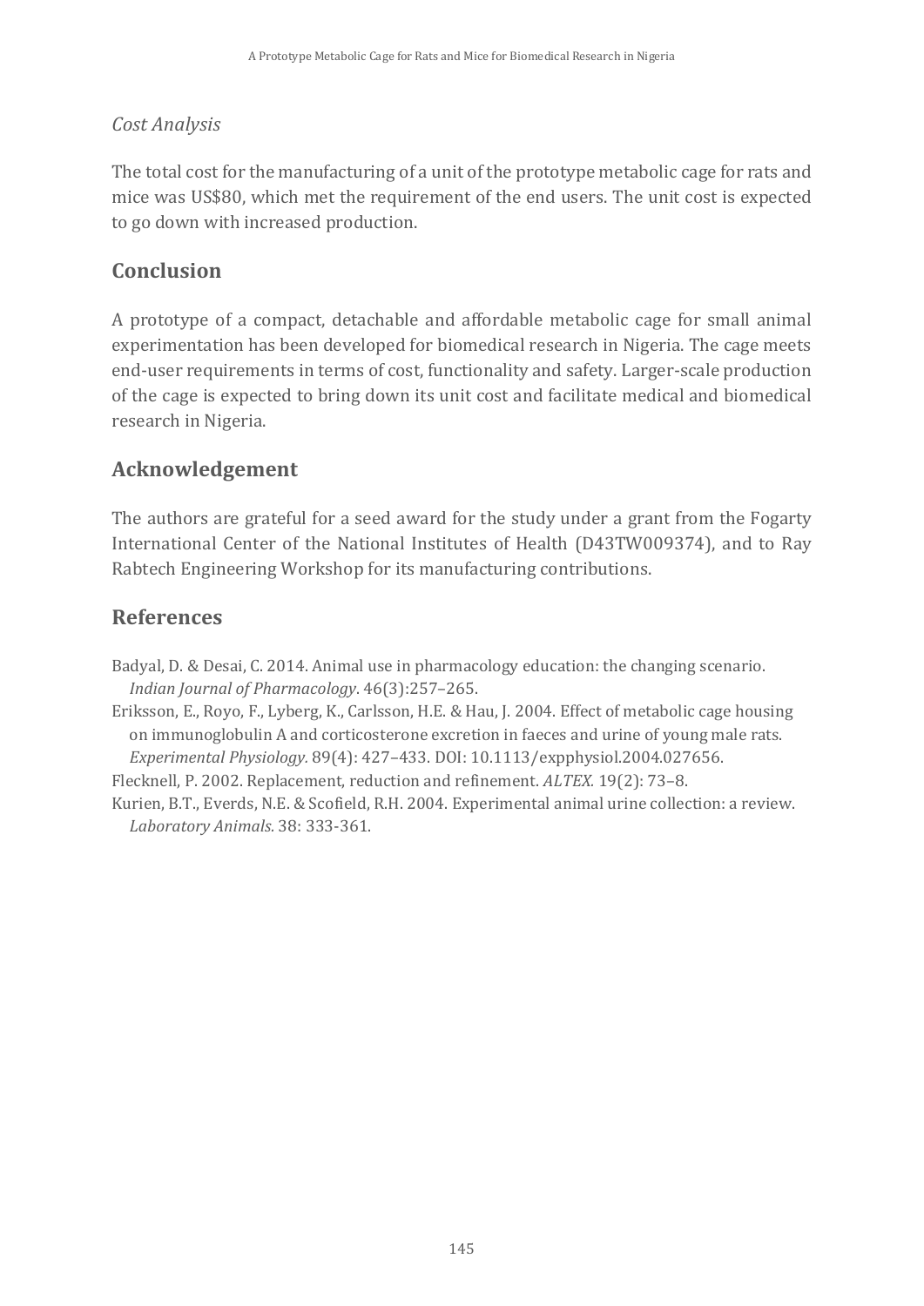### *Cost Analysis*

The total cost for the manufacturing of a unit of the prototype metabolic cage for rats and mice was US$80, which met the requirement of the end users. The unit cost is expected to go down with increased production.

## Conclusion

A prototype of a compact, detachable and affordable metabolic cage for small animal experimentation has been developed for biomedical research in Nigeria. The cage meets end-user requirements in terms of cost, functionality and safety. Larger-scale production of the cage is expected to bring down its unit cost and facilitate medical and biomedical research in Nigeria.

## Acknowledgement

The authors are grateful for a seed award for the study under a grant from the Fogarty International Center of the National Institutes of Health (D43TW009374), and to Ray Rabtech Engineering Workshop for its manufacturing contributions.

## References

Badyal, D. & Desai, C. 2014. Animal use in pharmacology education: the changing scenario. *Indian Journal of Pharmacology*. 46(3):257–265.

Eriksson, E., Royo, F., Lyberg, K., Carlsson, H.E. & Hau, J. 2004. Effect of metabolic cage housing on immunoglobulin A and corticosterone excretion in faeces and urine of young male rats. *Experimental Physiology.* 89(4): 427–433. DOI: 10.1113/expphysiol.2004.027656.

Flecknell, P. 2002. Replacement, reduction and refinement. *ALTEX.* 19(2): 73–8.

Kurien, B.T., Everds, N.E. & Scofield, R.H. 2004. Experimental animal urine collection: a review. *Laboratory Animals*. 38: 333-361.